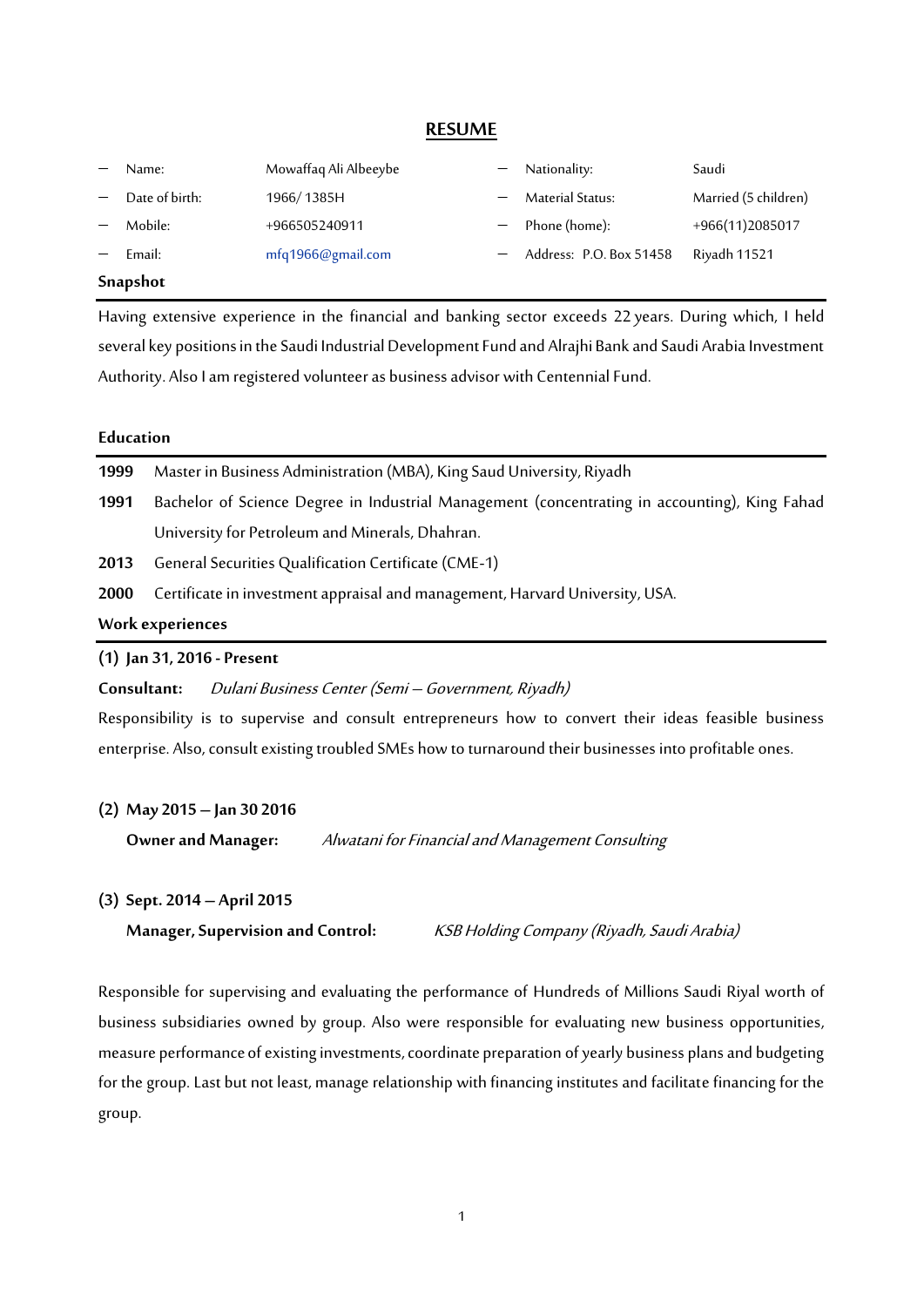# RESUME

- Name: Mowaffaq Ali Albeeybe
- Date of birth: 1966/ 1385H
- Mobile: +966505240911
- Email: mfq1966@gmail.com
- Nationality: Saudi
- Material Status: Married (5 children)
- Phone (home): +966(11)2085017
- Address: P.O. Box 51458 Riyadh 11521

## Snapshot

Having extensive experience in the financial and banking sector exceeds 22 years. During which, I held several key positions in the Saudi Industrial Development Fund and Alrajhi Bank and Saudi Arabia Investment Authority. Also I am registered volunteer as business advisor with Centennial Fund.

## Education

**1999** Master in Business Administration (MBA), King Saud University, Riyadh

**1991** Bachelor of Science Degree in Industrial Management (concentrating in accounting), King Fahad University for Petroleum and Minerals, Dhahran.

**2013** General Securities Qualification Certificate (CME-1)

**2000** Certificate in investment appraisal and management, Harvard University, USA.

## Work experiences

**(1) Jan 31, 2016 - Present**

**Consultant:** *Dulani Business Center (Semi – Government, Riyadh)*

Responsibility is to supervise and consult entrepreneurs how to convert their ideas feasible business enterprise. Also, consult existing troubled SMEs how to turnaround their businesses into profitable ones.

**(2) May 2015 – Jan 30 2016**

**Owner and Manager:** *Alwatani for Financial and Management Consulting*

**(3) Sept. 2014 – April 2015**

**Manager, Supervision and Control:** *KSB Holding Company (Riyadh, Saudi Arabia)*

Responsible for supervising and evaluating the performance of Hundreds of Millions Saudi Riyal worth of business subsidiaries owned by group. Also were responsible for evaluating new business opportunities, measure performance of existing investments, coordinate preparation of yearly business plans and budgeting for the group. Last but not least, manage relationship with financing institutes and facilitate financing for the group.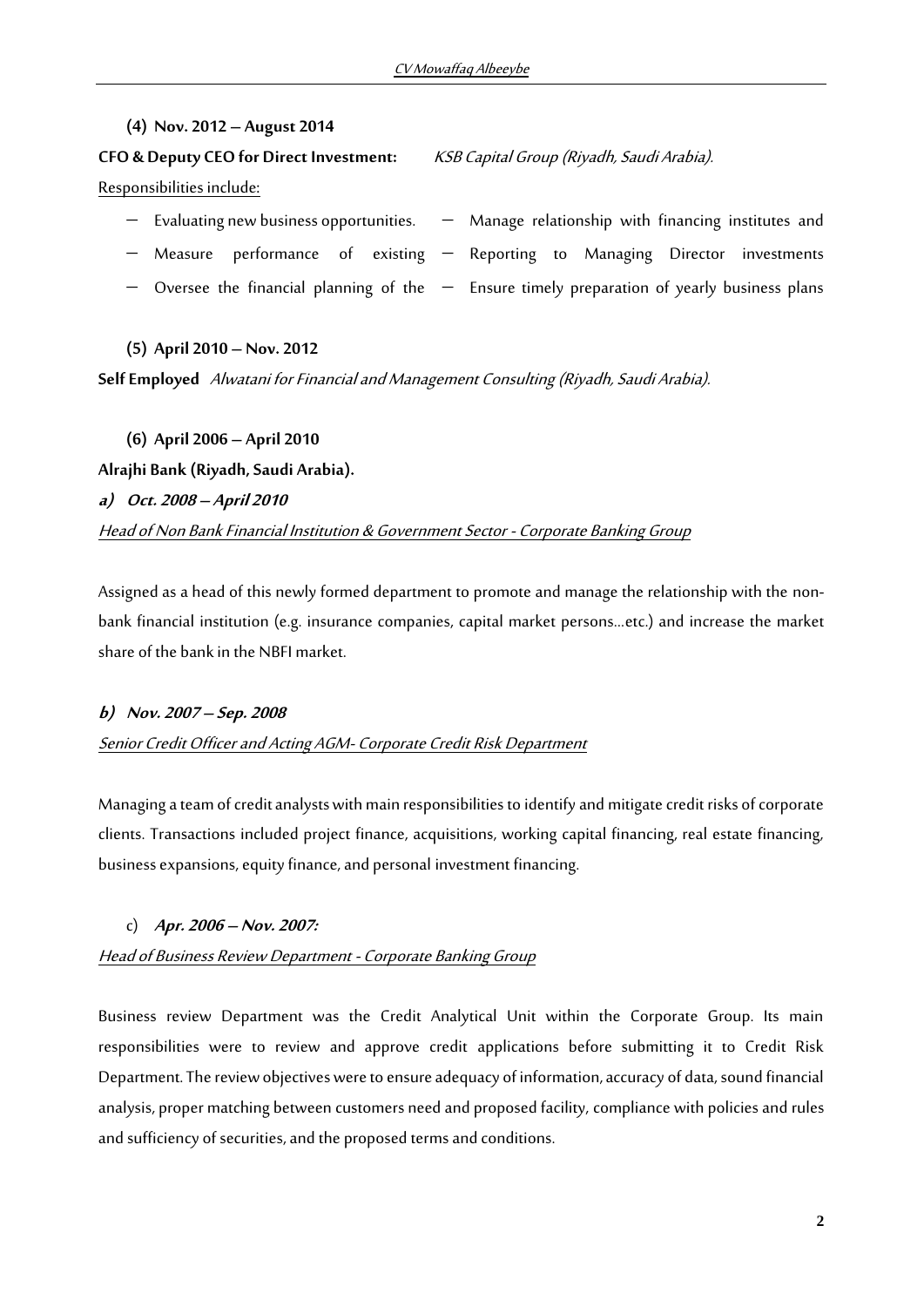**(4) Nov. 2012 – August 2014**

**CFO & Deputy CEO for Direct Investment:** *KSB Capital Group (Riyadh, Saudi Arabia).*

Responsibilities include:

- Evaluating new business opportunities.
- Measure performance of existing
- Oversee the financial planning of the
- Manage relationship with financing institutes and
- Reporting to Managing Director investments
- Ensure timely preparation of yearly business plans

**(5) April 2010 – Nov. 2012**

**Self Employed** *Alwatani for Financial and Management Consulting (Riyadh, Saudi Arabia).*

**(6) April 2006 – April 2010**

**Alrajhi Bank (Riyadh, Saudi Arabia).**

***a) Oct. 2008 – April 2010***

*Head of Non Bank Financial Institution & Government Sector - Corporate Banking Group*

Assigned as a head of this newly formed department to promote and manage the relationship with the non-bank financial institution (e.g. insurance companies, capital market persons…etc.) and increase the market share of the bank in the NBFI market.

***b) Nov. 2007 – Sep. 2008***

*Senior Credit Officer and Acting AGM- Corporate Credit Risk Department*

Managing a team of credit analysts with main responsibilities to identify and mitigate credit risks of corporate clients. Transactions included project finance, acquisitions, working capital financing, real estate financing, business expansions, equity finance, and personal investment financing.

c) ***Apr. 2006 – Nov. 2007:***

*Head of Business Review Department - Corporate Banking Group*

Business review Department was the Credit Analytical Unit within the Corporate Group. Its main responsibilities were to review and approve credit applications before submitting it to Credit Risk Department. The review objectives were to ensure adequacy of information, accuracy of data, sound financial analysis, proper matching between customers need and proposed facility, compliance with policies and rules and sufficiency of securities, and the proposed terms and conditions.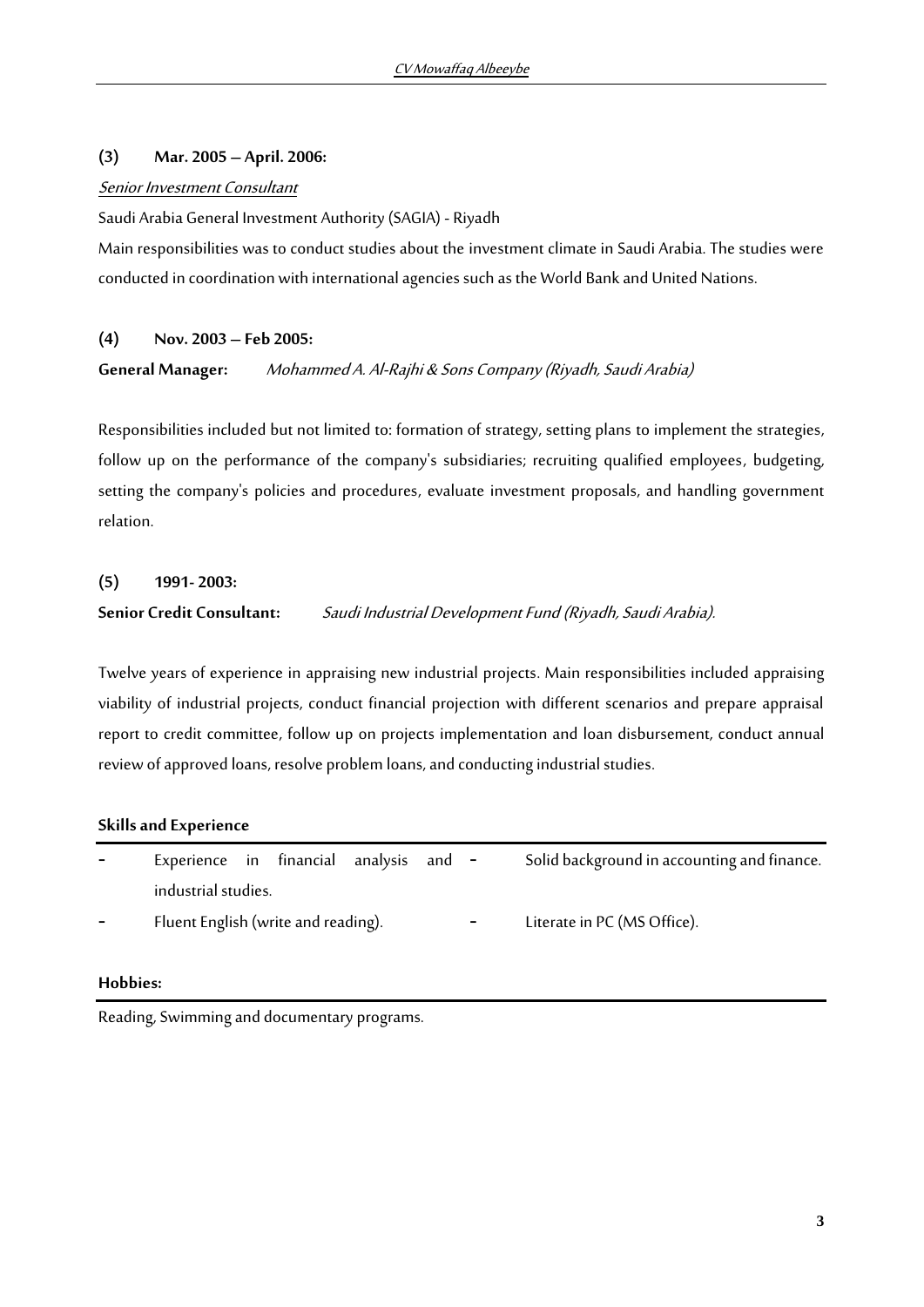**(3) Mar. 2005 – April. 2006:**

*Senior Investment Consultant*

Saudi Arabia General Investment Authority (SAGIA) - Riyadh

Main responsibilities was to conduct studies about the investment climate in Saudi Arabia. The studies were conducted in coordination with international agencies such as the World Bank and United Nations.

**(4) Nov. 2003 – Feb 2005:**

**General Manager:** *Mohammed A. Al-Rajhi & Sons Company (Riyadh, Saudi Arabia)*

Responsibilities included but not limited to: formation of strategy, setting plans to implement the strategies, follow up on the performance of the company's subsidiaries; recruiting qualified employees, budgeting, setting the company's policies and procedures, evaluate investment proposals, and handling government relation.

**(5) 1991- 2003:**

**Senior Credit Consultant:** *Saudi Industrial Development Fund (Riyadh, Saudi Arabia).*

Twelve years of experience in appraising new industrial projects. Main responsibilities included appraising viability of industrial projects, conduct financial projection with different scenarios and prepare appraisal report to credit committee, follow up on projects implementation and loan disbursement, conduct annual review of approved loans, resolve problem loans, and conducting industrial studies.

**Skills and Experience**

- Experience in financial analysis and industrial studies.
- Solid background in accounting and finance.
- Fluent English (write and reading).
- Literate in PC (MS Office).

**Hobbies:**

Reading, Swimming and documentary programs.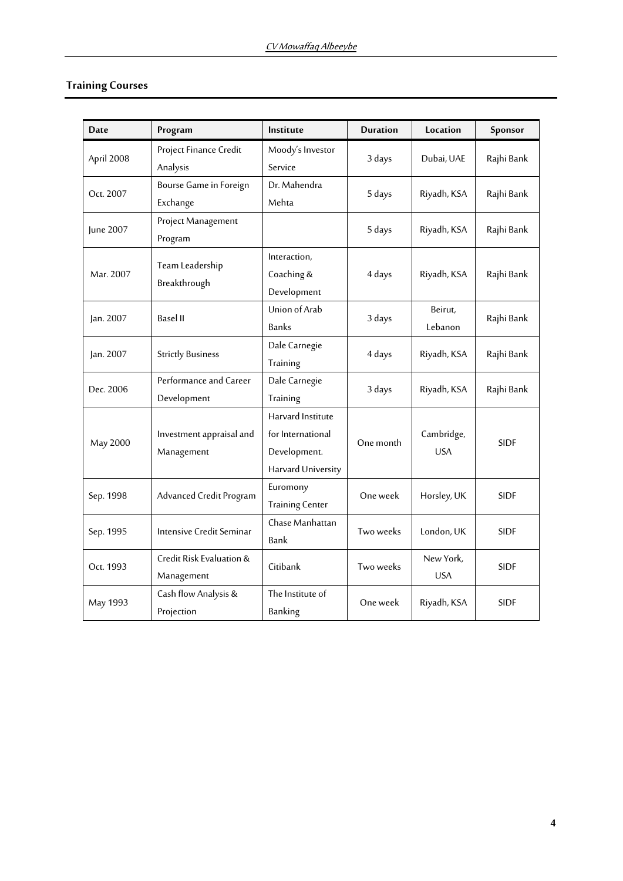## Training Courses

| Date | Program | Institute | Duration | Location | Sponsor |
|---|---|---|---|---|---|
| April 2008 | Project Finance Credit Analysis | Moody's Investor Service | 3 days | Dubai, UAE | Rajhi Bank |
| Oct. 2007 | Bourse Game in Foreign Exchange | Dr. Mahendra Mehta | 5 days | Riyadh, KSA | Rajhi Bank |
| June 2007 | Project Management Program | | 5 days | Riyadh, KSA | Rajhi Bank |
| Mar. 2007 | Team Leadership Breakthrough | Interaction, Coaching & Development | 4 days | Riyadh, KSA | Rajhi Bank |
| Jan. 2007 | Basel II | Union of Arab Banks | 3 days | Beirut, Lebanon | Rajhi Bank |
| Jan. 2007 | Strictly Business | Dale Carnegie Training | 4 days | Riyadh, KSA | Rajhi Bank |
| Dec. 2006 | Performance and Career Development | Dale Carnegie Training | 3 days | Riyadh, KSA | Rajhi Bank |
| May 2000 | Investment appraisal and Management | Harvard Institute for International Development. Harvard University | One month | Cambridge, USA | SIDF |
| Sep. 1998 | Advanced Credit Program | Euromony Training Center | One week | Horsley, UK | SIDF |
| Sep. 1995 | Intensive Credit Seminar | Chase Manhattan Bank | Two weeks | London, UK | SIDF |
| Oct. 1993 | Credit Risk Evaluation & Management | Citibank | Two weeks | New York, USA | SIDF |
| May 1993 | Cash flow Analysis & Projection | The Institute of Banking | One week | Riyadh, KSA | SIDF |